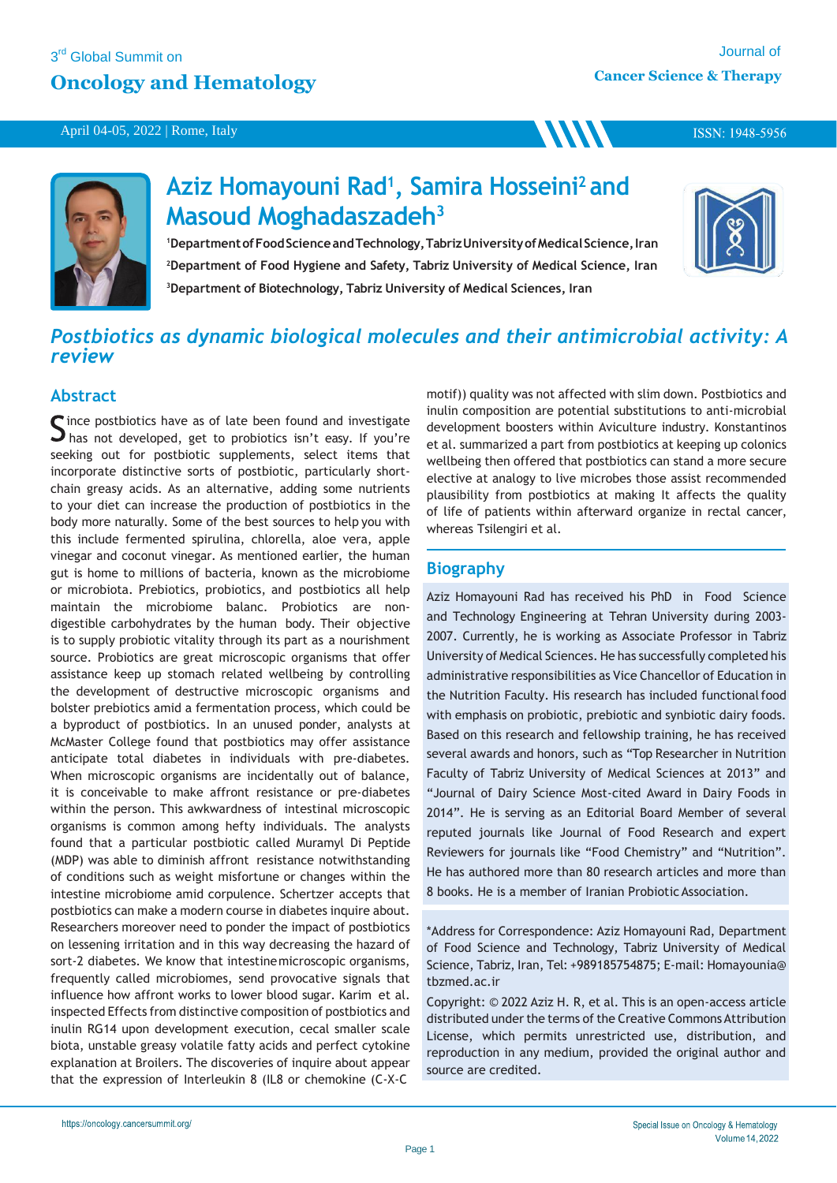# Aziz Homayouni Rad[1], Samira Hosseini[2] and Masoud Moghadaszadeh[3]

[1]Department of Food Science and Technology, Tabriz University of Medical Science, Iran
[2]Department of Food Hygiene and Safety, Tabriz University of Medical Science, Iran
[3]Department of Biotechnology, Tabriz University of Medical Sciences, Iran

## *Postbiotics as dynamic biological molecules and their antimicrobial activity: A review*

## Abstract

Since postbiotics have as of late been found and investigate has not developed, get to probiotics isn't easy. If you're seeking out for postbiotic supplements, select items that incorporate distinctive sorts of postbiotic, particularly short-chain greasy acids. As an alternative, adding some nutrients to your diet can increase the production of postbiotics in the body more naturally. Some of the best sources to help you with this include fermented spirulina, chlorella, aloe vera, apple vinegar and coconut vinegar. As mentioned earlier, the human gut is home to millions of bacteria, known as the microbiome or microbiota. Prebiotics, probiotics, and postbiotics all help maintain the microbiome balanc. Probiotics are non-digestible carbohydrates by the human body. Their objective is to supply probiotic vitality through its part as a nourishment source. Probiotics are great microscopic organisms that offer assistance keep up stomach related wellbeing by controlling the development of destructive microscopic organisms and bolster prebiotics amid a fermentation process, which could be a byproduct of postbiotics. In an unused ponder, analysts at McMaster College found that postbiotics may offer assistance anticipate total diabetes in individuals with pre-diabetes. When microscopic organisms are incidentally out of balance, it is conceivable to make affront resistance or pre-diabetes within the person. This awkwardness of intestinal microscopic organisms is common among hefty individuals. The analysts found that a particular postbiotic called Muramyl Di Peptide (MDP) was able to diminish affront resistance notwithstanding of conditions such as weight misfortune or changes within the intestine microbiome amid corpulence. Schertzer accepts that postbiotics can make a modern course in diabetes inquire about. Researchers moreover need to ponder the impact of postbiotics on lessening irritation and in this way decreasing the hazard of sort-2 diabetes. We know that intestine microscopic organisms, frequently called microbiomes, send provocative signals that influence how affront works to lower blood sugar. Karim et al. inspected Effects from distinctive composition of postbiotics and inulin RG14 upon development execution, cecal smaller scale biota, unstable greasy volatile fatty acids and perfect cytokine explanation at Broilers. The discoveries of inquire about appear that the expression of Interleukin 8 (IL8 or chemokine (C-X-C motif)) quality was not affected with slim down. Postbiotics and inulin composition are potential substitutions to anti-microbial development boosters within Aviculture industry. Konstantinos et al. summarized a part from postbiotics at keeping up colonics wellbeing then offered that postbiotics can stand a more secure elective at analogy to live microbes those assist recommended plausibility from postbiotics at making It affects the quality of life of patients within afterward organize in rectal cancer, whereas Tsilengiri et al.

## Biography

Aziz Homayouni Rad has received his PhD in Food Science and Technology Engineering at Tehran University during 2003-2007. Currently, he is working as Associate Professor in Tabriz University of Medical Sciences. He has successfully completed his administrative responsibilities as Vice Chancellor of Education in the Nutrition Faculty. His research has included functional food with emphasis on probiotic, prebiotic and synbiotic dairy foods. Based on this research and fellowship training, he has received several awards and honors, such as "Top Researcher in Nutrition Faculty of Tabriz University of Medical Sciences at 2013" and "Journal of Dairy Science Most-cited Award in Dairy Foods in 2014". He is serving as an Editorial Board Member of several reputed journals like Journal of Food Research and expert Reviewers for journals like "Food Chemistry" and "Nutrition". He has authored more than 80 research articles and more than 8 books. He is a member of Iranian Probiotic Association.

*Address for Correspondence: Aziz Homayouni Rad, Department of Food Science and Technology, Tabriz University of Medical Science, Tabriz, Iran, Tel: +989185754875; E-mail: Homayounia@tbzmed.ac.ir

Copyright: © 2022 Aziz H. R, et al. This is an open-access article distributed under the terms of the Creative Commons Attribution License, which permits unrestricted use, distribution, and reproduction in any medium, provided the original author and source are credited.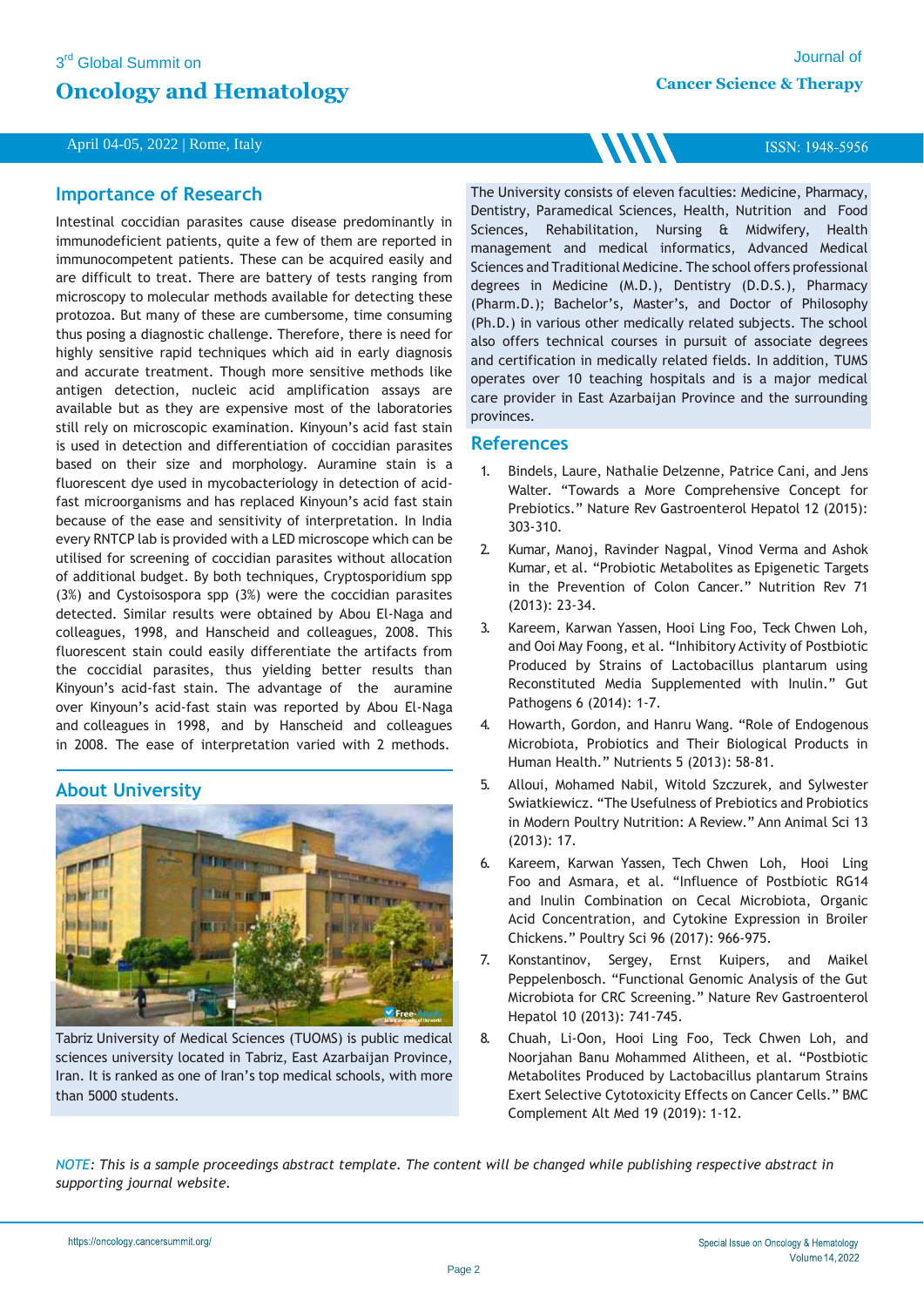## Importance of Research

Intestinal coccidian parasites cause disease predominantly in immunodeficient patients, quite a few of them are reported in immunocompetent patients. These can be acquired easily and are difficult to treat. There are battery of tests ranging from microscopy to molecular methods available for detecting these protozoa. But many of these are cumbersome, time consuming thus posing a diagnostic challenge. Therefore, there is need for highly sensitive rapid techniques which aid in early diagnosis and accurate treatment. Though more sensitive methods like antigen detection, nucleic acid amplification assays are available but as they are expensive most of the laboratories still rely on microscopic examination. Kinyoun's acid fast stain is used in detection and differentiation of coccidian parasites based on their size and morphology. Auramine stain is a fluorescent dye used in mycobacteriology in detection of acid-fast microorganisms and has replaced Kinyoun's acid fast stain because of the ease and sensitivity of interpretation. In India every RNTCP lab is provided with a LED microscope which can be utilised for screening of coccidian parasites without allocation of additional budget. By both techniques, Cryptosporidium spp (3%) and Cystoisospora spp (3%) were the coccidian parasites detected. Similar results were obtained by Abou El-Naga and colleagues, 1998, and Hanscheid and colleagues, 2008. This fluorescent stain could easily differentiate the artifacts from the coccidial parasites, thus yielding better results than Kinyoun's acid-fast stain. The advantage of the auramine over Kinyoun's acid-fast stain was reported by Abou El-Naga and colleagues in 1998, and by Hanscheid and colleagues in 2008. The ease of interpretation varied with 2 methods.

## About University

Tabriz University of Medical Sciences (TUOMS) is public medical sciences university located in Tabriz, East Azarbaijan Province, Iran. It is ranked as one of Iran's top medical schools, with more than 5000 students.

The University consists of eleven faculties: Medicine, Pharmacy, Dentistry, Paramedical Sciences, Health, Nutrition and Food Sciences, Rehabilitation, Nursing & Midwifery, Health management and medical informatics, Advanced Medical Sciences and Traditional Medicine. The school offers professional degrees in Medicine (M.D.), Dentistry (D.D.S.), Pharmacy (Pharm.D.); Bachelor's, Master's, and Doctor of Philosophy (Ph.D.) in various other medically related subjects. The school also offers technical courses in pursuit of associate degrees and certification in medically related fields. In addition, TUMS operates over 10 teaching hospitals and is a major medical care provider in East Azarbaijan Province and the surrounding provinces.

## References

1. Bindels, Laure, Nathalie Delzenne, Patrice Cani, and Jens Walter. "Towards a More Comprehensive Concept for Prebiotics." Nature Rev Gastroenterol Hepatol 12 (2015): 303-310.
2. Kumar, Manoj, Ravinder Nagpal, Vinod Verma and Ashok Kumar, et al. "Probiotic Metabolites as Epigenetic Targets in the Prevention of Colon Cancer." Nutrition Rev 71 (2013): 23-34.
3. Kareem, Karwan Yassen, Hooi Ling Foo, Teck Chwen Loh, and Ooi May Foong, et al. "Inhibitory Activity of Postbiotic Produced by Strains of Lactobacillus plantarum using Reconstituted Media Supplemented with Inulin." Gut Pathogens 6 (2014): 1-7.
4. Howarth, Gordon, and Hanru Wang. "Role of Endogenous Microbiota, Probiotics and Their Biological Products in Human Health." Nutrients 5 (2013): 58-81.
5. Alloui, Mohamed Nabil, Witold Szczurek, and Sylwester Swiatkiewicz. "The Usefulness of Prebiotics and Probiotics in Modern Poultry Nutrition: A Review." Ann Animal Sci 13 (2013): 17.
6. Kareem, Karwan Yassen, Tech Chwen Loh, Hooi Ling Foo and Asmara, et al. "Influence of Postbiotic RG14 and Inulin Combination on Cecal Microbiota, Organic Acid Concentration, and Cytokine Expression in Broiler Chickens." Poultry Sci 96 (2017): 966-975.
7. Konstantinov, Sergey, Ernst Kuipers, and Maikel Peppelenbosch. "Functional Genomic Analysis of the Gut Microbiota for CRC Screening." Nature Rev Gastroenterol Hepatol 10 (2013): 741-745.
8. Chuah, Li-Oon, Hooi Ling Foo, Teck Chwen Loh, and Noorjahan Banu Mohammed Alitheen, et al. "Postbiotic Metabolites Produced by Lactobacillus plantarum Strains Exert Selective Cytotoxicity Effects on Cancer Cells." BMC Complement Alt Med 19 (2019): 1-12.

*NOTE: This is a sample proceedings abstract template. The content will be changed while publishing respective abstract in supporting journal website.*